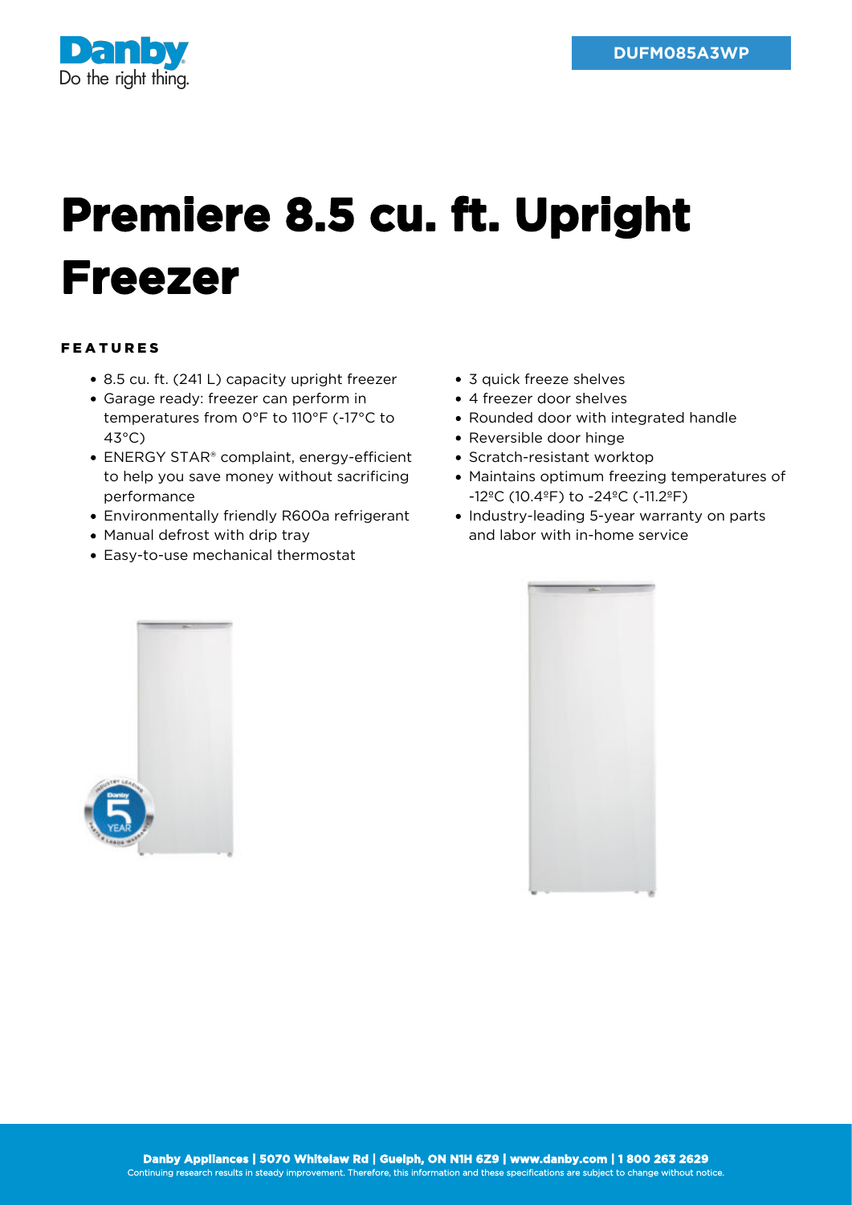DUFM085A3WP

# Premiere 8.5 cu. ft. Upright Freezer

## FEATURES

- 8.5 cu. ft. (241 L) capacity upright freezer
- Garage ready: freezer can perform in temperatures from 0°F to 110°F (-17°C to 43°C)
- ENERGY STAR® complaint, energy-efficient to help you save money without sacrificing performance
- Environmentally friendly R600a refrigerant
- Manual defrost with drip tray
- Easy-to-use mechanical thermostat
- 3 quick freeze shelves
- 4 freezer door shelves
- Rounded door with integrated handle
- Reversible door hinge
- Scratch-resistant worktop
- Maintains optimum freezing temperatures of -12ºC (10.4ºF) to -24ºC (-11.2ºF)
- Industry-leading 5-year warranty on parts and labor with in-home service

**Danby Appliances | 5070 Whitelaw Rd | Guelph, ON N1H 6Z9 | www.danby.com | 1 800 263 2629**

Continuing research results in steady improvement. Therefore, this information and these specifications are subject to change without notice.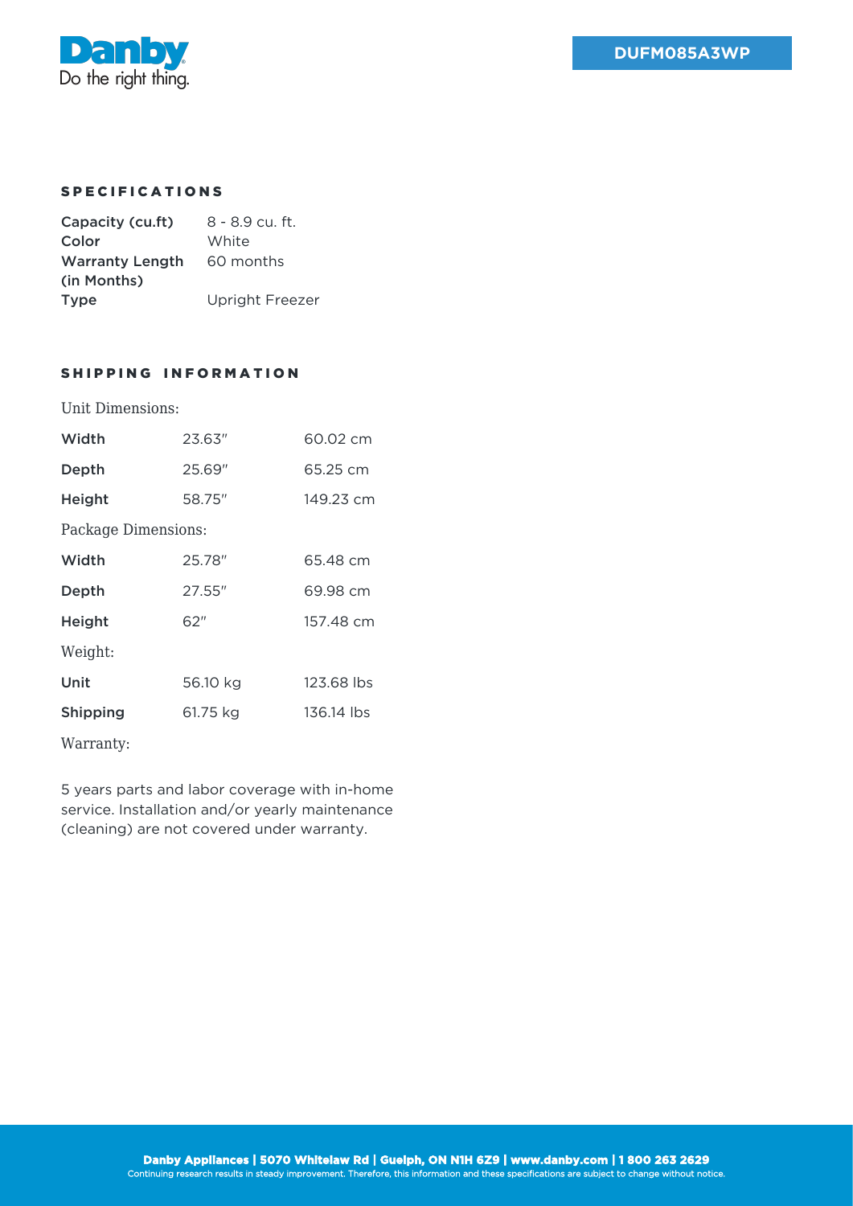Danby
Do the right thing.

DUFM085A3WP

## SPECIFICATIONS

| | |
|---|---|
| **Capacity (cu.ft)** | 8 - 8.9 cu. ft. |
| **Color** | White |
| **Warranty Length (in Months)** | 60 months |
| **Type** | Upright Freezer |

## SHIPPING INFORMATION

| | | |
|---|---|---|
| Unit Dimensions: | | |
| **Width** | 23.63" | 60.02 cm |
| **Depth** | 25.69" | 65.25 cm |
| **Height** | 58.75" | 149.23 cm |
| Package Dimensions: | | |
| **Width** | 25.78" | 65.48 cm |
| **Depth** | 27.55" | 69.98 cm |
| **Height** | 62" | 157.48 cm |
| Weight: | | |
| **Unit** | 56.10 kg | 123.68 lbs |
| **Shipping** | 61.75 kg | 136.14 lbs |

Warranty:

5 years parts and labor coverage with in-home service. Installation and/or yearly maintenance (cleaning) are not covered under warranty.

**Danby Appliances | 5070 Whitelaw Rd | Guelph, ON N1H 6Z9 | www.danby.com | 1 800 263 2629**
Continuing research results in steady improvement. Therefore, this information and these specifications are subject to change without notice.